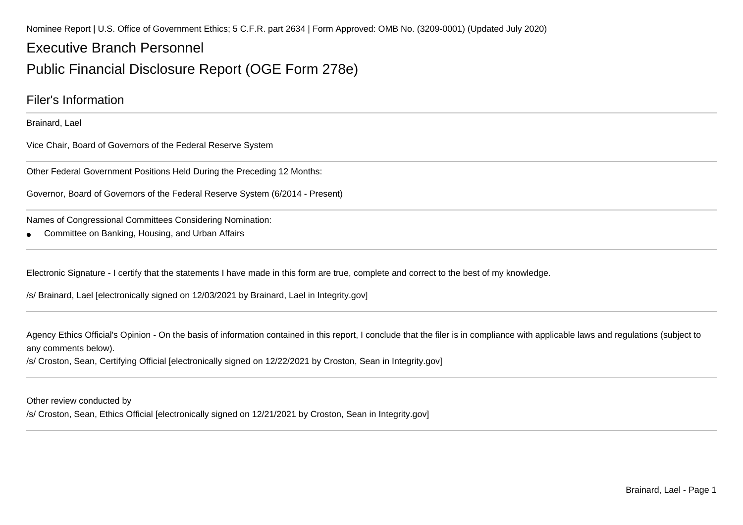Nominee Report | U.S. Office of Government Ethics; 5 C.F.R. part 2634 | Form Approved: OMB No. (3209-0001) (Updated July 2020)

# Executive Branch Personnel

# Public Financial Disclosure Report (OGE Form 278e)

## Filer's Information

Brainard, Lael

Vice Chair, Board of Governors of the Federal Reserve System

---

Other Federal Government Positions Held During the Preceding 12 Months:

Governor, Board of Governors of the Federal Reserve System (6/2014 - Present)

---

Names of Congressional Committees Considering Nomination:

- Committee on Banking, Housing, and Urban Affairs

---

Electronic Signature - I certify that the statements I have made in this form are true, complete and correct to the best of my knowledge.

/s/ Brainard, Lael [electronically signed on 12/03/2021 by Brainard, Lael in Integrity.gov]

---

Agency Ethics Official's Opinion - On the basis of information contained in this report, I conclude that the filer is in compliance with applicable laws and regulations (subject to any comments below).

/s/ Croston, Sean, Certifying Official [electronically signed on 12/22/2021 by Croston, Sean in Integrity.gov]

---

Other review conducted by

/s/ Croston, Sean, Ethics Official [electronically signed on 12/21/2021 by Croston, Sean in Integrity.gov]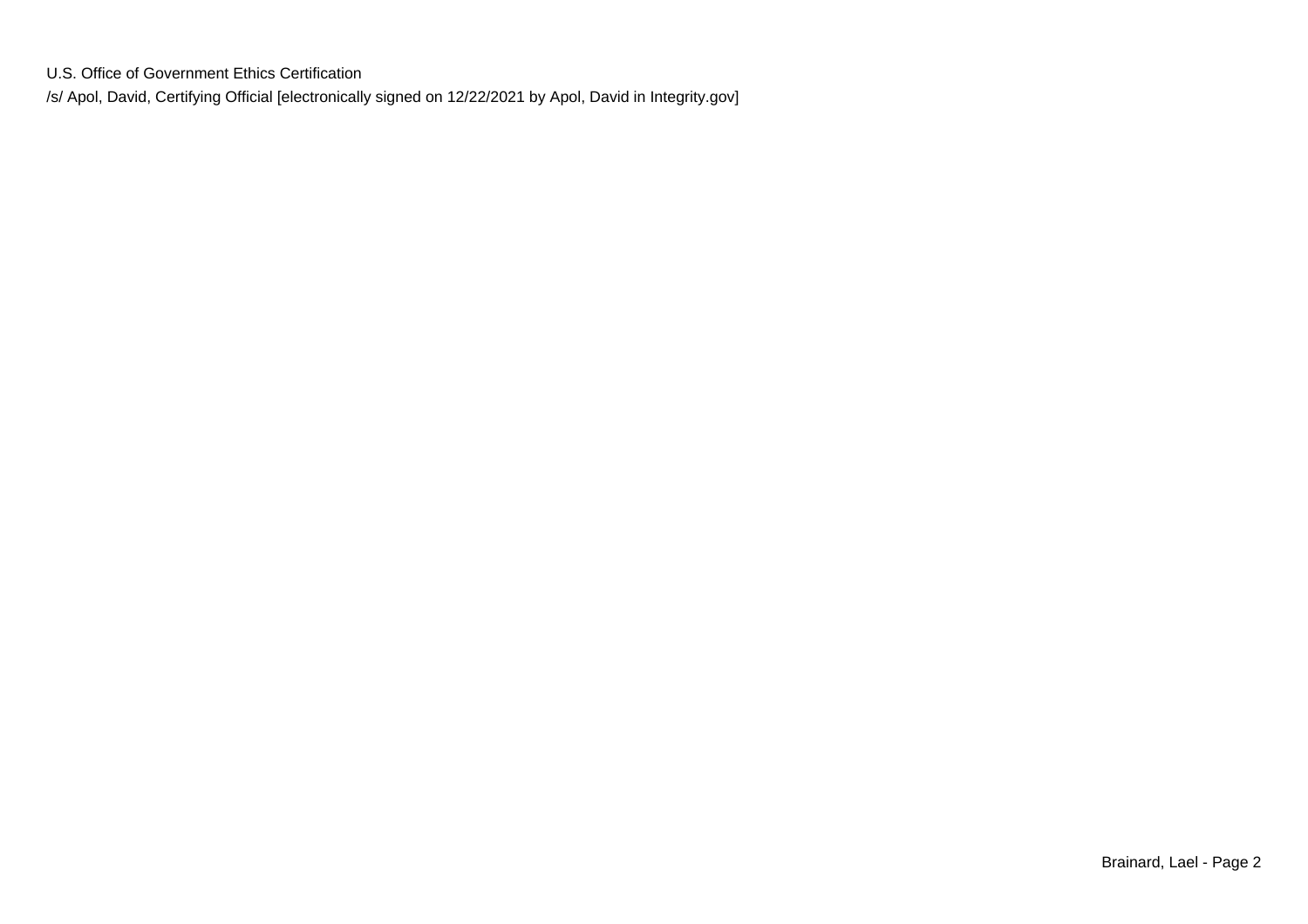U.S. Office of Government Ethics Certification

/s/ Apol, David, Certifying Official [electronically signed on 12/22/2021 by Apol, David in Integrity.gov]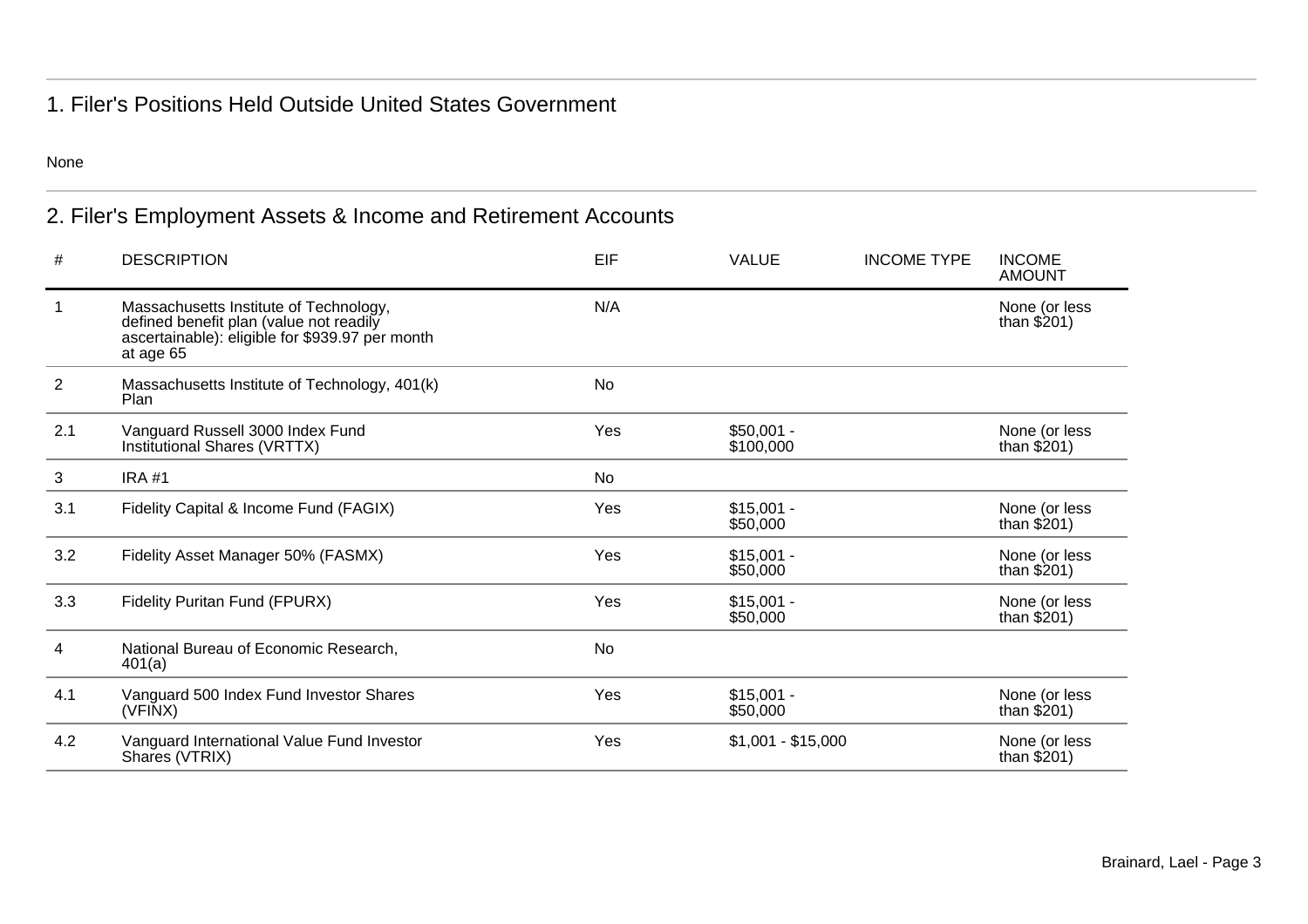## 1. Filer's Positions Held Outside United States Government

None

## 2. Filer's Employment Assets & Income and Retirement Accounts

| # | DESCRIPTION | EIF | VALUE | INCOME TYPE | INCOME AMOUNT |
|---|---|---|---|---|---|
| 1 | Massachusetts Institute of Technology, defined benefit plan (value not readily ascertainable): eligible for $939.97 per month at age 65 | N/A | | | None (or less than $201) |
| 2 | Massachusetts Institute of Technology, 401(k) Plan | No | | | |
| 2.1 | Vanguard Russell 3000 Index Fund Institutional Shares (VRTTX) | Yes | $50,001 - $100,000 | | None (or less than $201) |
| 3 | IRA #1 | No | | | |
| 3.1 | Fidelity Capital & Income Fund (FAGIX) | Yes | $15,001 - $50,000 | | None (or less than $201) |
| 3.2 | Fidelity Asset Manager 50% (FASMX) | Yes | $15,001 - $50,000 | | None (or less than $201) |
| 3.3 | Fidelity Puritan Fund (FPURX) | Yes | $15,001 - $50,000 | | None (or less than $201) |
| 4 | National Bureau of Economic Research, 401(a) | No | | | |
| 4.1 | Vanguard 500 Index Fund Investor Shares (VFINX) | Yes | $15,001 - $50,000 | | None (or less than $201) |
| 4.2 | Vanguard International Value Fund Investor Shares (VTRIX) | Yes | $1,001 - $15,000 | | None (or less than $201) |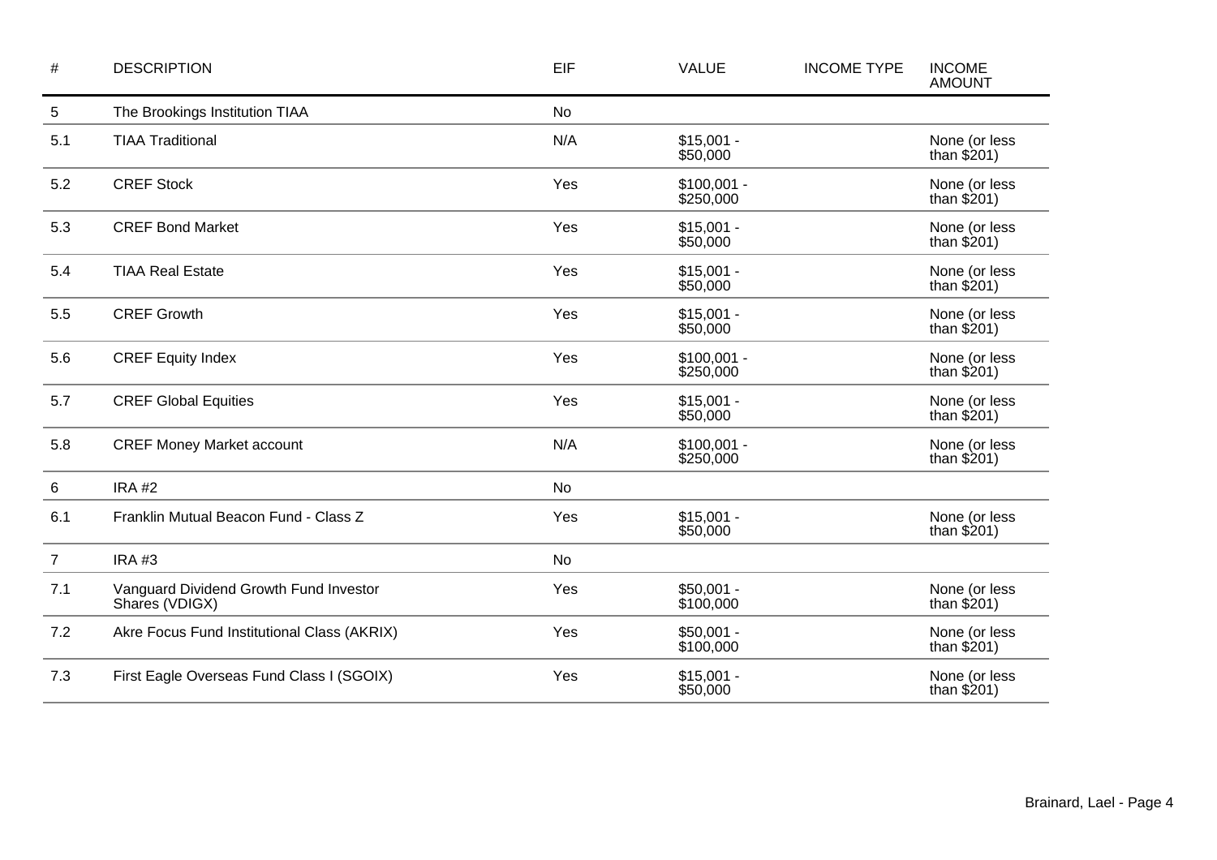| # | DESCRIPTION | EIF | VALUE | INCOME TYPE | INCOME AMOUNT |
|---|---|---|---|---|---|
| 5 | The Brookings Institution TIAA | No | | | |
| 5.1 | TIAA Traditional | N/A | $15,001 - $50,000 | | None (or less than $201) |
| 5.2 | CREF Stock | Yes | $100,001 - $250,000 | | None (or less than $201) |
| 5.3 | CREF Bond Market | Yes | $15,001 - $50,000 | | None (or less than $201) |
| 5.4 | TIAA Real Estate | Yes | $15,001 - $50,000 | | None (or less than $201) |
| 5.5 | CREF Growth | Yes | $15,001 - $50,000 | | None (or less than $201) |
| 5.6 | CREF Equity Index | Yes | $100,001 - $250,000 | | None (or less than $201) |
| 5.7 | CREF Global Equities | Yes | $15,001 - $50,000 | | None (or less than $201) |
| 5.8 | CREF Money Market account | N/A | $100,001 - $250,000 | | None (or less than $201) |
| 6 | IRA #2 | No | | | |
| 6.1 | Franklin Mutual Beacon Fund - Class Z | Yes | $15,001 - $50,000 | | None (or less than $201) |
| 7 | IRA #3 | No | | | |
| 7.1 | Vanguard Dividend Growth Fund Investor Shares (VDIGX) | Yes | $50,001 - $100,000 | | None (or less than $201) |
| 7.2 | Akre Focus Fund Institutional Class (AKRIX) | Yes | $50,001 - $100,000 | | None (or less than $201) |
| 7.3 | First Eagle Overseas Fund Class I (SGOIX) | Yes | $15,001 - $50,000 | | None (or less than $201) |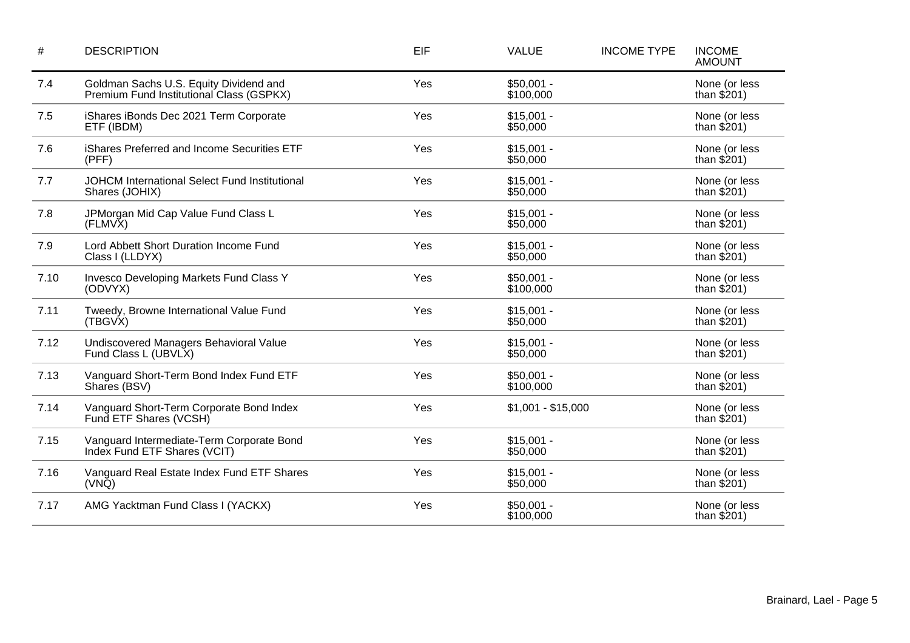| # | DESCRIPTION | EIF | VALUE | INCOME TYPE | INCOME AMOUNT |
|---|---|---|---|---|---|
| 7.4 | Goldman Sachs U.S. Equity Dividend and Premium Fund Institutional Class (GSPKX) | Yes | $50,001 - $100,000 | | None (or less than $201) |
| 7.5 | iShares iBonds Dec 2021 Term Corporate ETF (IBDM) | Yes | $15,001 - $50,000 | | None (or less than $201) |
| 7.6 | iShares Preferred and Income Securities ETF (PFF) | Yes | $15,001 - $50,000 | | None (or less than $201) |
| 7.7 | JOHCM International Select Fund Institutional Shares (JOHIX) | Yes | $15,001 - $50,000 | | None (or less than $201) |
| 7.8 | JPMorgan Mid Cap Value Fund Class L (FLMVX) | Yes | $15,001 - $50,000 | | None (or less than $201) |
| 7.9 | Lord Abbett Short Duration Income Fund Class I (LLDYX) | Yes | $15,001 - $50,000 | | None (or less than $201) |
| 7.10 | Invesco Developing Markets Fund Class Y (ODVYX) | Yes | $50,001 - $100,000 | | None (or less than $201) |
| 7.11 | Tweedy, Browne International Value Fund (TBGVX) | Yes | $15,001 - $50,000 | | None (or less than $201) |
| 7.12 | Undiscovered Managers Behavioral Value Fund Class L (UBVLX) | Yes | $15,001 - $50,000 | | None (or less than $201) |
| 7.13 | Vanguard Short-Term Bond Index Fund ETF Shares (BSV) | Yes | $50,001 - $100,000 | | None (or less than $201) |
| 7.14 | Vanguard Short-Term Corporate Bond Index Fund ETF Shares (VCSH) | Yes | $1,001 - $15,000 | | None (or less than $201) |
| 7.15 | Vanguard Intermediate-Term Corporate Bond Index Fund ETF Shares (VCIT) | Yes | $15,001 - $50,000 | | None (or less than $201) |
| 7.16 | Vanguard Real Estate Index Fund ETF Shares (VNQ) | Yes | $15,001 - $50,000 | | None (or less than $201) |
| 7.17 | AMG Yacktman Fund Class I (YACKX) | Yes | $50,001 - $100,000 | | None (or less than $201) |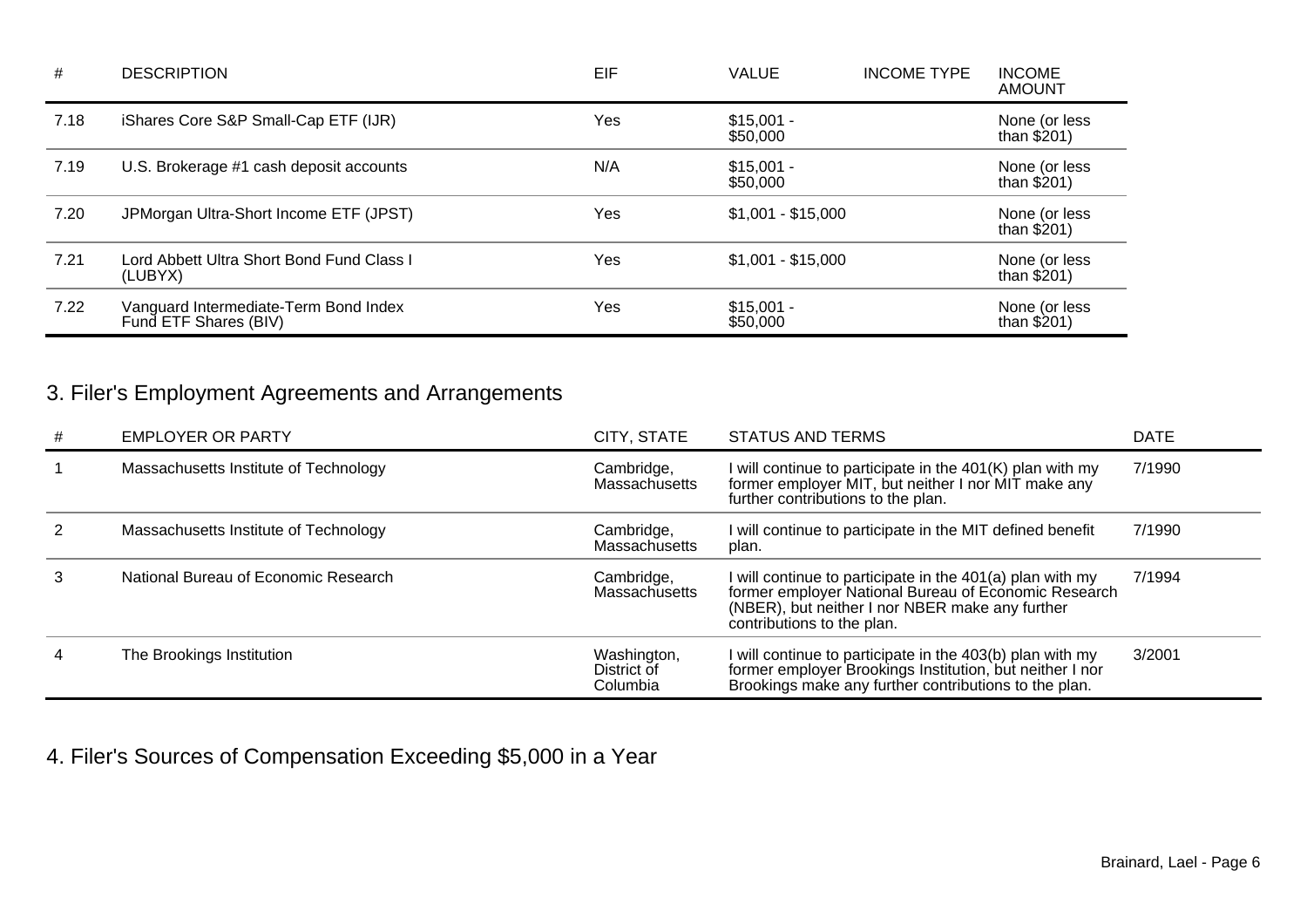| # | DESCRIPTION | EIF | VALUE | INCOME TYPE | INCOME AMOUNT |
|---|---|---|---|---|---|
| 7.18 | iShares Core S&P Small-Cap ETF (IJR) | Yes | $15,001 - $50,000 | | None (or less than $201) |
| 7.19 | U.S. Brokerage #1 cash deposit accounts | N/A | $15,001 - $50,000 | | None (or less than $201) |
| 7.20 | JPMorgan Ultra-Short Income ETF (JPST) | Yes | $1,001 - $15,000 | | None (or less than $201) |
| 7.21 | Lord Abbett Ultra Short Bond Fund Class I (LUBYX) | Yes | $1,001 - $15,000 | | None (or less than $201) |
| 7.22 | Vanguard Intermediate-Term Bond Index Fund ETF Shares (BIV) | Yes | $15,001 - $50,000 | | None (or less than $201) |

## 3. Filer's Employment Agreements and Arrangements

| # | EMPLOYER OR PARTY | CITY, STATE | STATUS AND TERMS | DATE |
|---|---|---|---|---|
| 1 | Massachusetts Institute of Technology | Cambridge, Massachusetts | I will continue to participate in the 401(K) plan with my former employer MIT, but neither I nor MIT make any further contributions to the plan. | 7/1990 |
| 2 | Massachusetts Institute of Technology | Cambridge, Massachusetts | I will continue to participate in the MIT defined benefit plan. | 7/1990 |
| 3 | National Bureau of Economic Research | Cambridge, Massachusetts | I will continue to participate in the 401(a) plan with my former employer National Bureau of Economic Research (NBER), but neither I nor NBER make any further contributions to the plan. | 7/1994 |
| 4 | The Brookings Institution | Washington, District of Columbia | I will continue to participate in the 403(b) plan with my former employer Brookings Institution, but neither I nor Brookings make any further contributions to the plan. | 3/2001 |

## 4. Filer's Sources of Compensation Exceeding $5,000 in a Year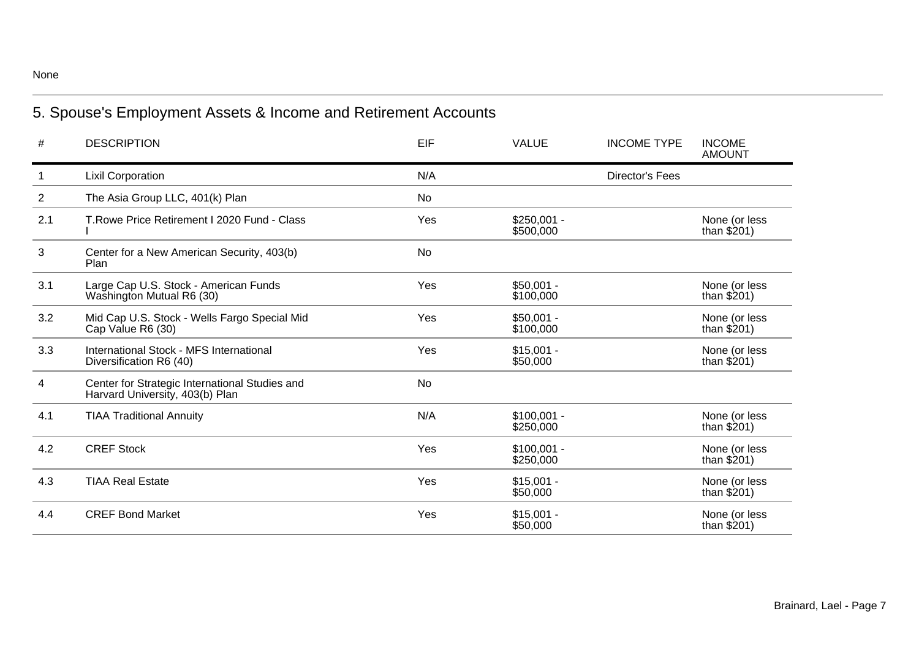None

## 5. Spouse's Employment Assets & Income and Retirement Accounts

| # | DESCRIPTION | EIF | VALUE | INCOME TYPE | INCOME AMOUNT |
|---|---|---|---|---|---|
| 1 | Lixil Corporation | N/A | | Director's Fees | |
| 2 | The Asia Group LLC, 401(k) Plan | No | | | |
| 2.1 | T.Rowe Price Retirement I 2020 Fund - Class I | Yes | $250,001 - $500,000 | | None (or less than $201) |
| 3 | Center for a New American Security, 403(b) Plan | No | | | |
| 3.1 | Large Cap U.S. Stock - American Funds Washington Mutual R6 (30) | Yes | $50,001 - $100,000 | | None (or less than $201) |
| 3.2 | Mid Cap U.S. Stock - Wells Fargo Special Mid Cap Value R6 (30) | Yes | $50,001 - $100,000 | | None (or less than $201) |
| 3.3 | International Stock - MFS International Diversification R6 (40) | Yes | $15,001 - $50,000 | | None (or less than $201) |
| 4 | Center for Strategic International Studies and Harvard University, 403(b) Plan | No | | | |
| 4.1 | TIAA Traditional Annuity | N/A | $100,001 - $250,000 | | None (or less than $201) |
| 4.2 | CREF Stock | Yes | $100,001 - $250,000 | | None (or less than $201) |
| 4.3 | TIAA Real Estate | Yes | $15,001 - $50,000 | | None (or less than $201) |
| 4.4 | CREF Bond Market | Yes | $15,001 - $50,000 | | None (or less than $201) |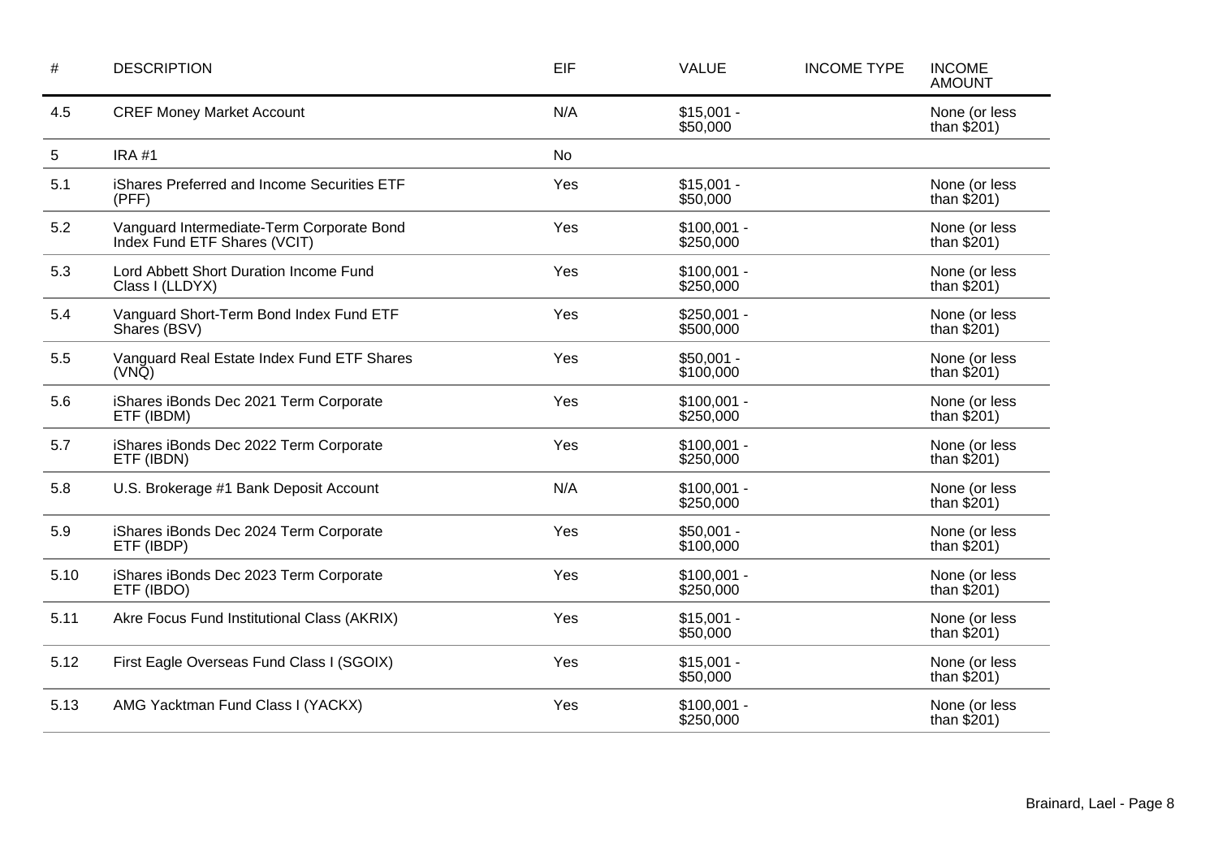| # | DESCRIPTION | EIF | VALUE | INCOME TYPE | INCOME AMOUNT |
|---|---|---|---|---|---|
| 4.5 | CREF Money Market Account | N/A | $15,001 - $50,000 | | None (or less than $201) |
| 5 | IRA #1 | No | | | |
| 5.1 | iShares Preferred and Income Securities ETF (PFF) | Yes | $15,001 - $50,000 | | None (or less than $201) |
| 5.2 | Vanguard Intermediate-Term Corporate Bond Index Fund ETF Shares (VCIT) | Yes | $100,001 - $250,000 | | None (or less than $201) |
| 5.3 | Lord Abbett Short Duration Income Fund Class I (LLDYX) | Yes | $100,001 - $250,000 | | None (or less than $201) |
| 5.4 | Vanguard Short-Term Bond Index Fund ETF Shares (BSV) | Yes | $250,001 - $500,000 | | None (or less than $201) |
| 5.5 | Vanguard Real Estate Index Fund ETF Shares (VNQ) | Yes | $50,001 - $100,000 | | None (or less than $201) |
| 5.6 | iShares iBonds Dec 2021 Term Corporate ETF (IBDM) | Yes | $100,001 - $250,000 | | None (or less than $201) |
| 5.7 | iShares iBonds Dec 2022 Term Corporate ETF (IBDN) | Yes | $100,001 - $250,000 | | None (or less than $201) |
| 5.8 | U.S. Brokerage #1 Bank Deposit Account | N/A | $100,001 - $250,000 | | None (or less than $201) |
| 5.9 | iShares iBonds Dec 2024 Term Corporate ETF (IBDP) | Yes | $50,001 - $100,000 | | None (or less than $201) |
| 5.10 | iShares iBonds Dec 2023 Term Corporate ETF (IBDO) | Yes | $100,001 - $250,000 | | None (or less than $201) |
| 5.11 | Akre Focus Fund Institutional Class (AKRIX) | Yes | $15,001 - $50,000 | | None (or less than $201) |
| 5.12 | First Eagle Overseas Fund Class I (SGOIX) | Yes | $15,001 - $50,000 | | None (or less than $201) |
| 5.13 | AMG Yacktman Fund Class I (YACKX) | Yes | $100,001 - $250,000 | | None (or less than $201) |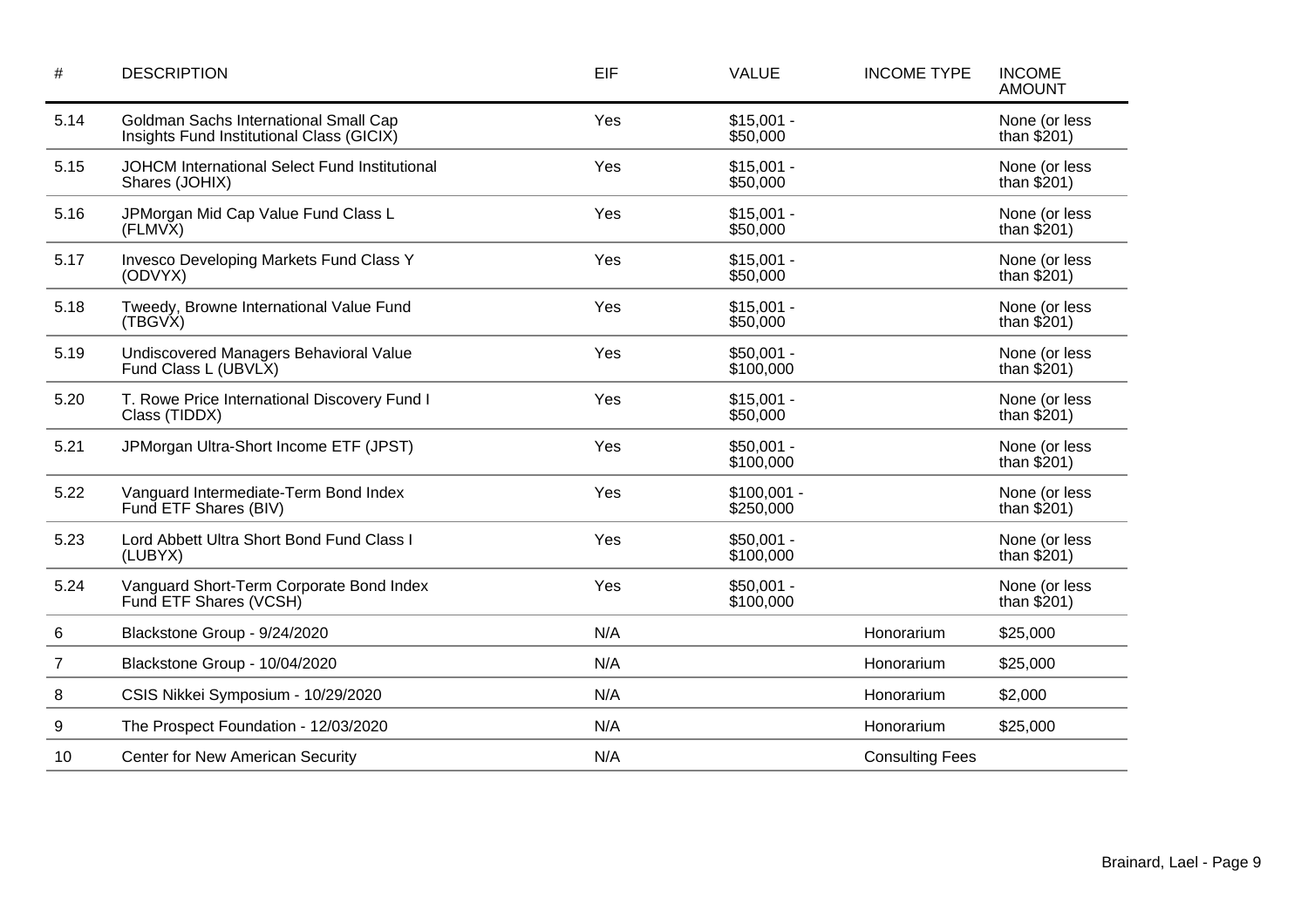| # | DESCRIPTION | EIF | VALUE | INCOME TYPE | INCOME AMOUNT |
|---|---|---|---|---|---|
| 5.14 | Goldman Sachs International Small Cap Insights Fund Institutional Class (GICIX) | Yes | $15,001 - $50,000 | | None (or less than $201) |
| 5.15 | JOHCM International Select Fund Institutional Shares (JOHIX) | Yes | $15,001 - $50,000 | | None (or less than $201) |
| 5.16 | JPMorgan Mid Cap Value Fund Class L (FLMVX) | Yes | $15,001 - $50,000 | | None (or less than $201) |
| 5.17 | Invesco Developing Markets Fund Class Y (ODVYX) | Yes | $15,001 - $50,000 | | None (or less than $201) |
| 5.18 | Tweedy, Browne International Value Fund (TBGVX) | Yes | $15,001 - $50,000 | | None (or less than $201) |
| 5.19 | Undiscovered Managers Behavioral Value Fund Class L (UBVLX) | Yes | $50,001 - $100,000 | | None (or less than $201) |
| 5.20 | T. Rowe Price International Discovery Fund I Class (TIDDX) | Yes | $15,001 - $50,000 | | None (or less than $201) |
| 5.21 | JPMorgan Ultra-Short Income ETF (JPST) | Yes | $50,001 - $100,000 | | None (or less than $201) |
| 5.22 | Vanguard Intermediate-Term Bond Index Fund ETF Shares (BIV) | Yes | $100,001 - $250,000 | | None (or less than $201) |
| 5.23 | Lord Abbett Ultra Short Bond Fund Class I (LUBYX) | Yes | $50,001 - $100,000 | | None (or less than $201) |
| 5.24 | Vanguard Short-Term Corporate Bond Index Fund ETF Shares (VCSH) | Yes | $50,001 - $100,000 | | None (or less than $201) |
| 6 | Blackstone Group - 9/24/2020 | N/A | | Honorarium | $25,000 |
| 7 | Blackstone Group - 10/04/2020 | N/A | | Honorarium | $25,000 |
| 8 | CSIS Nikkei Symposium - 10/29/2020 | N/A | | Honorarium | $2,000 |
| 9 | The Prospect Foundation - 12/03/2020 | N/A | | Honorarium | $25,000 |
| 10 | Center for New American Security | N/A | | Consulting Fees | |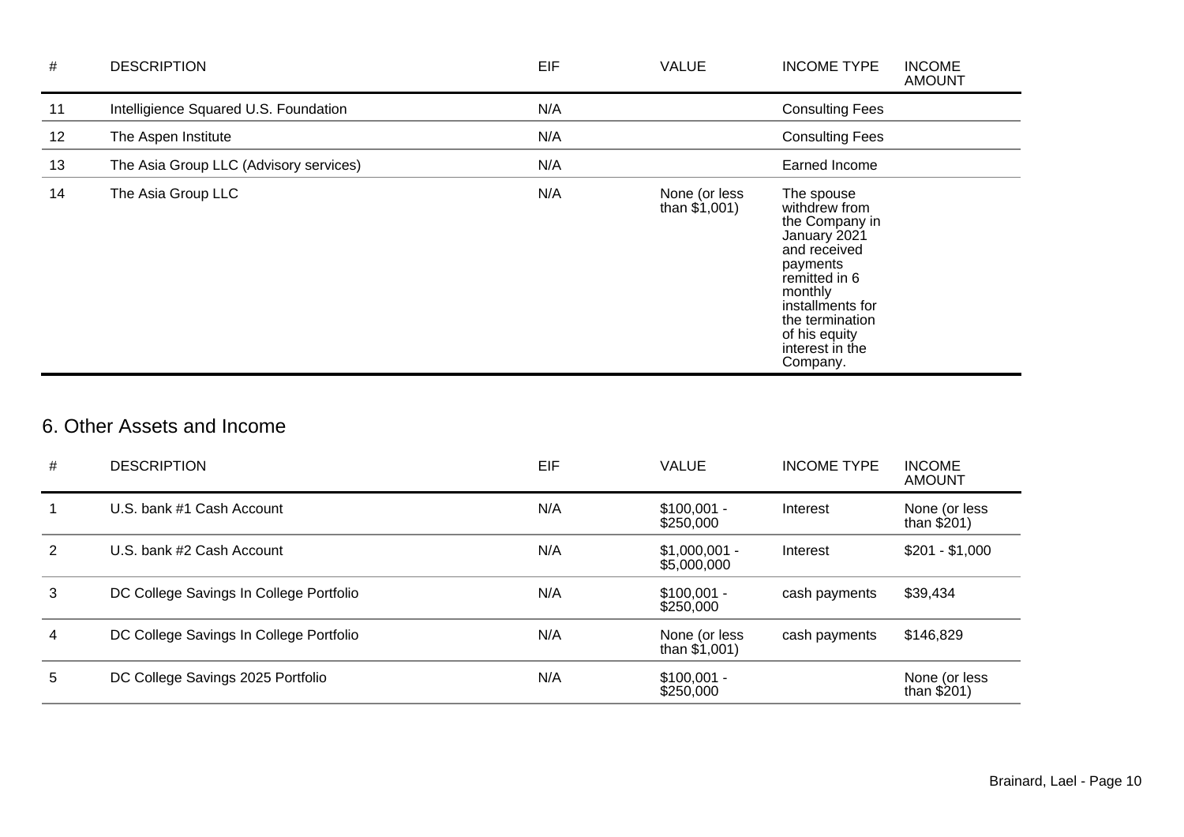| # | DESCRIPTION | EIF | VALUE | INCOME TYPE | INCOME AMOUNT |
|---|---|---|---|---|---|
| 11 | Intelligience Squared U.S. Foundation | N/A | | Consulting Fees | |
| 12 | The Aspen Institute | N/A | | Consulting Fees | |
| 13 | The Asia Group LLC (Advisory services) | N/A | | Earned Income | |
| 14 | The Asia Group LLC | N/A | None (or less than $1,001) | The spouse withdrew from the Company in January 2021 and received payments remitted in 6 monthly installments for the termination of his equity interest in the Company. | |

## 6. Other Assets and Income

| # | DESCRIPTION | EIF | VALUE | INCOME TYPE | INCOME AMOUNT |
|---|---|---|---|---|---|
| 1 | U.S. bank #1 Cash Account | N/A | $100,001 - $250,000 | Interest | None (or less than $201) |
| 2 | U.S. bank #2 Cash Account | N/A | $1,000,001 - $5,000,000 | Interest | $201 - $1,000 |
| 3 | DC College Savings In College Portfolio | N/A | $100,001 - $250,000 | cash payments | $39,434 |
| 4 | DC College Savings In College Portfolio | N/A | None (or less than $1,001) | cash payments | $146,829 |
| 5 | DC College Savings 2025 Portfolio | N/A | $100,001 - $250,000 | | None (or less than $201) |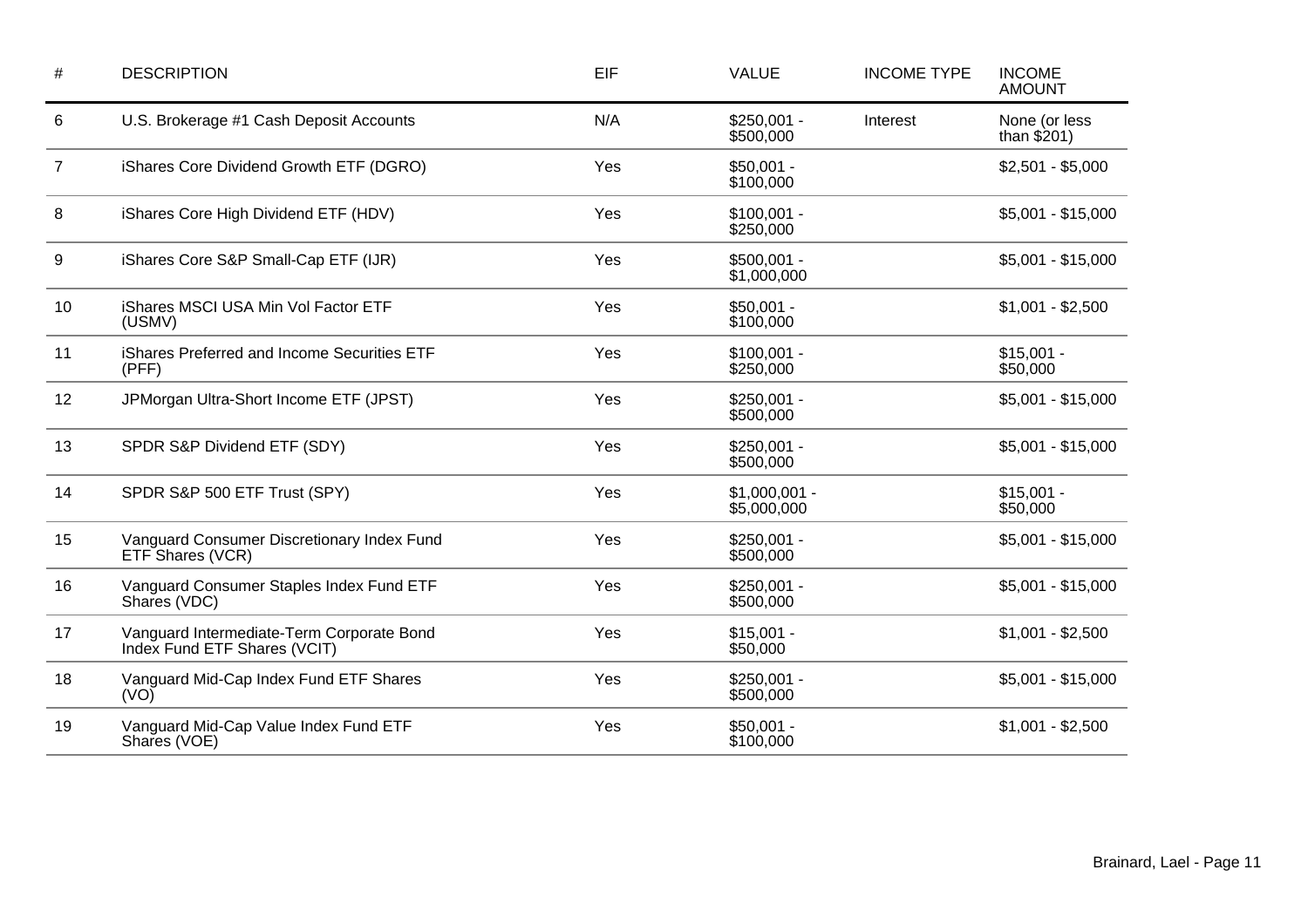| # | DESCRIPTION | EIF | VALUE | INCOME TYPE | INCOME AMOUNT |
|---|---|---|---|---|---|
| 6 | U.S. Brokerage #1 Cash Deposit Accounts | N/A | $250,001 - $500,000 | Interest | None (or less than $201) |
| 7 | iShares Core Dividend Growth ETF (DGRO) | Yes | $50,001 - $100,000 | | $2,501 - $5,000 |
| 8 | iShares Core High Dividend ETF (HDV) | Yes | $100,001 - $250,000 | | $5,001 - $15,000 |
| 9 | iShares Core S&P Small-Cap ETF (IJR) | Yes | $500,001 - $1,000,000 | | $5,001 - $15,000 |
| 10 | iShares MSCI USA Min Vol Factor ETF (USMV) | Yes | $50,001 - $100,000 | | $1,001 - $2,500 |
| 11 | iShares Preferred and Income Securities ETF (PFF) | Yes | $100,001 - $250,000 | | $15,001 - $50,000 |
| 12 | JPMorgan Ultra-Short Income ETF (JPST) | Yes | $250,001 - $500,000 | | $5,001 - $15,000 |
| 13 | SPDR S&P Dividend ETF (SDY) | Yes | $250,001 - $500,000 | | $5,001 - $15,000 |
| 14 | SPDR S&P 500 ETF Trust (SPY) | Yes | $1,000,001 - $5,000,000 | | $15,001 - $50,000 |
| 15 | Vanguard Consumer Discretionary Index Fund ETF Shares (VCR) | Yes | $250,001 - $500,000 | | $5,001 - $15,000 |
| 16 | Vanguard Consumer Staples Index Fund ETF Shares (VDC) | Yes | $250,001 - $500,000 | | $5,001 - $15,000 |
| 17 | Vanguard Intermediate-Term Corporate Bond Index Fund ETF Shares (VCIT) | Yes | $15,001 - $50,000 | | $1,001 - $2,500 |
| 18 | Vanguard Mid-Cap Index Fund ETF Shares (VO) | Yes | $250,001 - $500,000 | | $5,001 - $15,000 |
| 19 | Vanguard Mid-Cap Value Index Fund ETF Shares (VOE) | Yes | $50,001 - $100,000 | | $1,001 - $2,500 |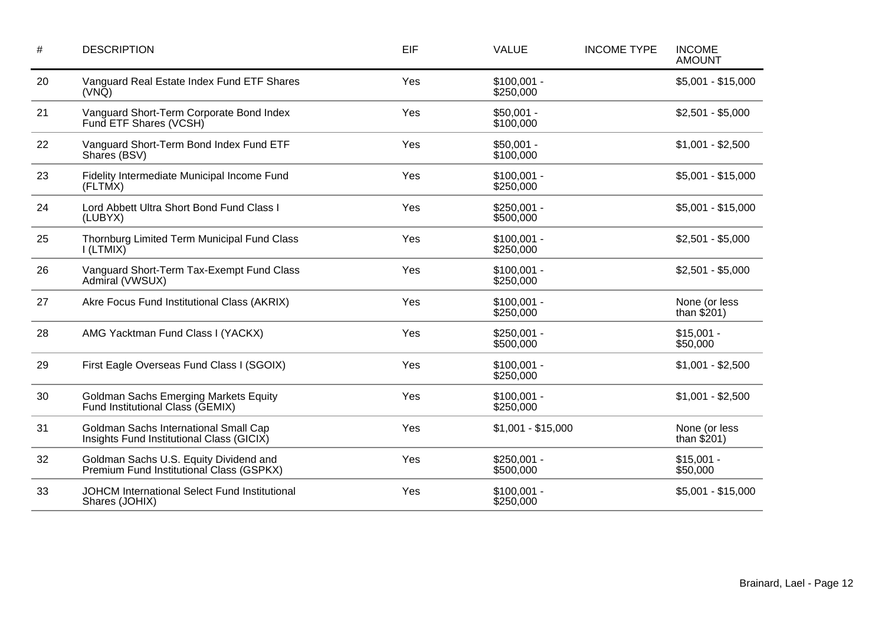| # | DESCRIPTION | EIF | VALUE | INCOME TYPE | INCOME AMOUNT |
|---|---|---|---|---|---|
| 20 | Vanguard Real Estate Index Fund ETF Shares (VNQ) | Yes | $100,001 - $250,000 | | $5,001 - $15,000 |
| 21 | Vanguard Short-Term Corporate Bond Index Fund ETF Shares (VCSH) | Yes | $50,001 - $100,000 | | $2,501 - $5,000 |
| 22 | Vanguard Short-Term Bond Index Fund ETF Shares (BSV) | Yes | $50,001 - $100,000 | | $1,001 - $2,500 |
| 23 | Fidelity Intermediate Municipal Income Fund (FLTMX) | Yes | $100,001 - $250,000 | | $5,001 - $15,000 |
| 24 | Lord Abbett Ultra Short Bond Fund Class I (LUBYX) | Yes | $250,001 - $500,000 | | $5,001 - $15,000 |
| 25 | Thornburg Limited Term Municipal Fund Class I (LTMIX) | Yes | $100,001 - $250,000 | | $2,501 - $5,000 |
| 26 | Vanguard Short-Term Tax-Exempt Fund Class Admiral (VWSUX) | Yes | $100,001 - $250,000 | | $2,501 - $5,000 |
| 27 | Akre Focus Fund Institutional Class (AKRIX) | Yes | $100,001 - $250,000 | | None (or less than $201) |
| 28 | AMG Yacktman Fund Class I (YACKX) | Yes | $250,001 - $500,000 | | $15,001 - $50,000 |
| 29 | First Eagle Overseas Fund Class I (SGOIX) | Yes | $100,001 - $250,000 | | $1,001 - $2,500 |
| 30 | Goldman Sachs Emerging Markets Equity Fund Institutional Class (GEMIX) | Yes | $100,001 - $250,000 | | $1,001 - $2,500 |
| 31 | Goldman Sachs International Small Cap Insights Fund Institutional Class (GICIX) | Yes | $1,001 - $15,000 | | None (or less than $201) |
| 32 | Goldman Sachs U.S. Equity Dividend and Premium Fund Institutional Class (GSPKX) | Yes | $250,001 - $500,000 | | $15,001 - $50,000 |
| 33 | JOHCM International Select Fund Institutional Shares (JOHIX) | Yes | $100,001 - $250,000 | | $5,001 - $15,000 |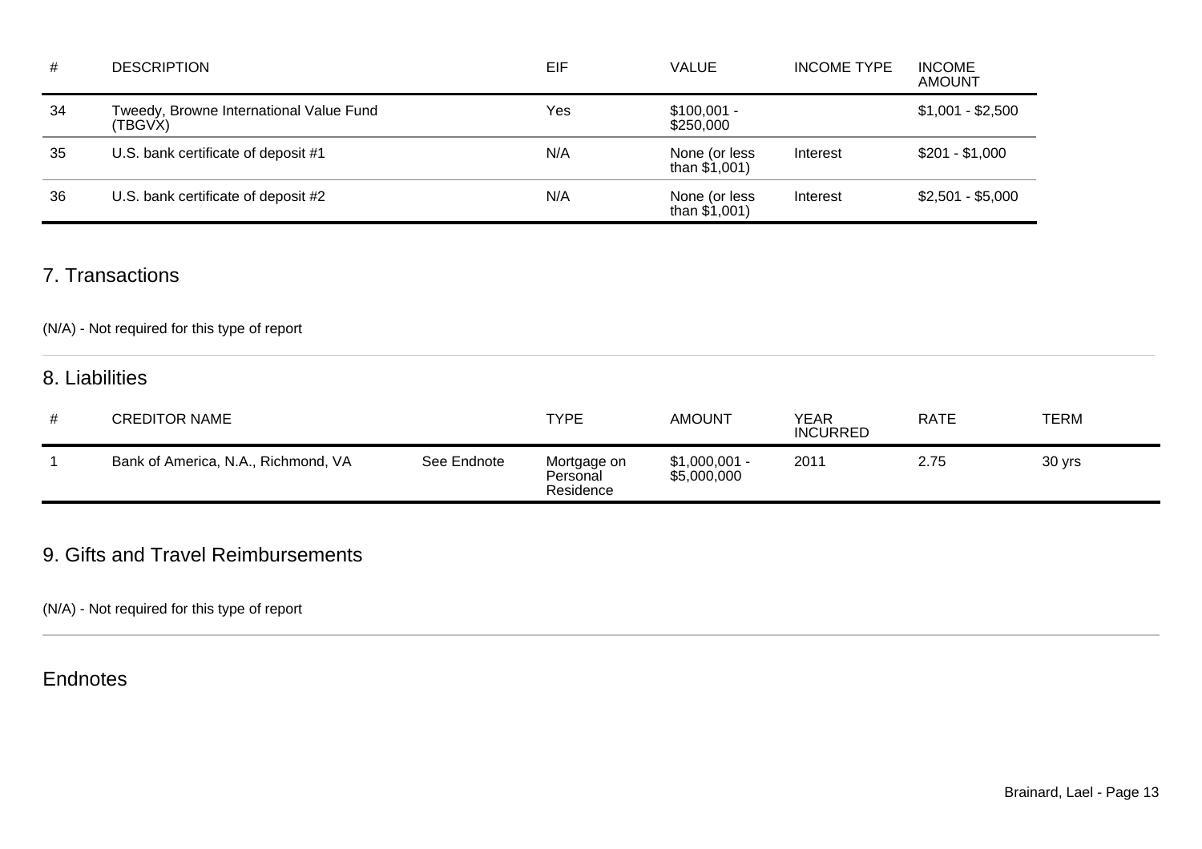| # | DESCRIPTION | EIF | VALUE | INCOME TYPE | INCOME AMOUNT |
|---|---|---|---|---|---|
| 34 | Tweedy, Browne International Value Fund (TBGVX) | Yes | $100,001 - $250,000 | | $1,001 - $2,500 |
| 35 | U.S. bank certificate of deposit #1 | N/A | None (or less than $1,001) | Interest | $201 - $1,000 |
| 36 | U.S. bank certificate of deposit #2 | N/A | None (or less than $1,001) | Interest | $2,501 - $5,000 |

## 7. Transactions

(N/A) - Not required for this type of report

## 8. Liabilities

| # | CREDITOR NAME | | TYPE | AMOUNT | YEAR INCURRED | RATE | TERM |
|---|---|---|---|---|---|---|---|
| 1 | Bank of America, N.A., Richmond, VA | See Endnote | Mortgage on Personal Residence | $1,000,001 - $5,000,000 | 2011 | 2.75 | 30 yrs |

## 9. Gifts and Travel Reimbursements

(N/A) - Not required for this type of report

## Endnotes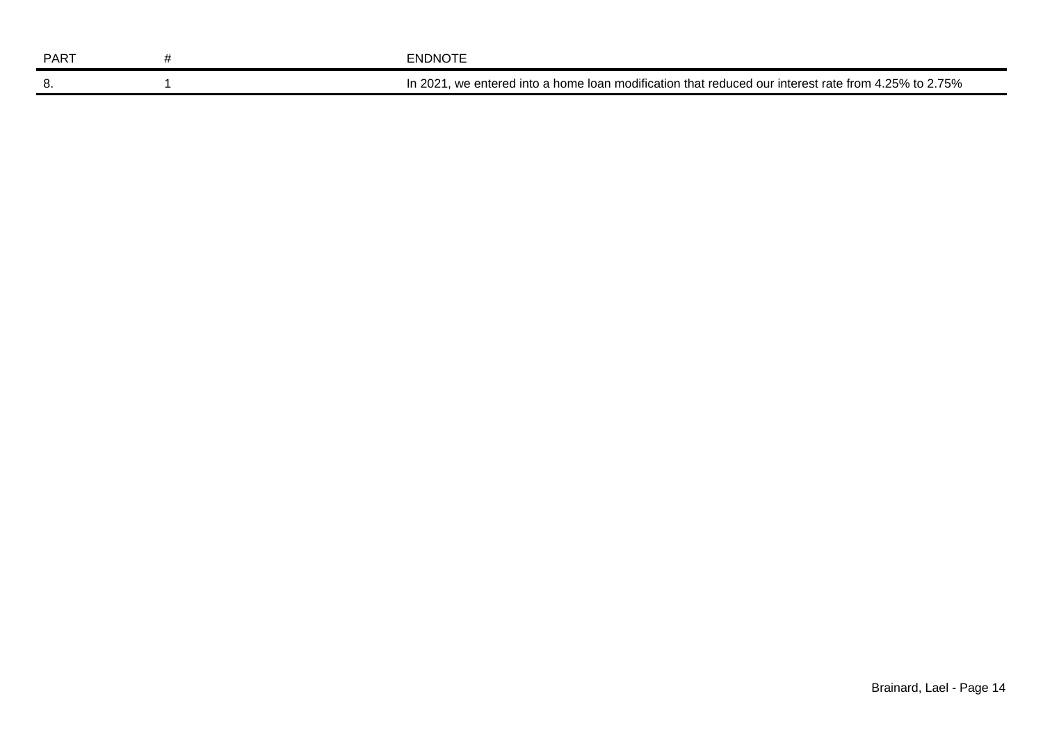| PART | # | ENDNOTE |
| --- | --- | --- |
| 8. | 1 | In 2021, we entered into a home loan modification that reduced our interest rate from 4.25% to 2.75% |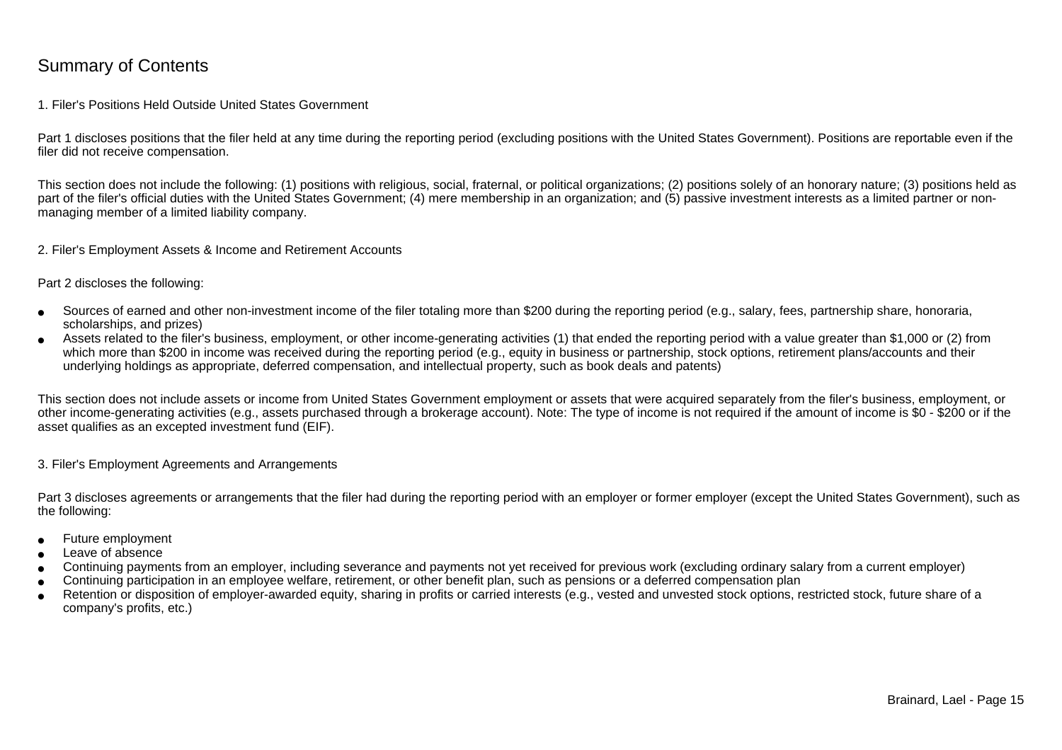# Summary of Contents

## 1. Filer's Positions Held Outside United States Government

Part 1 discloses positions that the filer held at any time during the reporting period (excluding positions with the United States Government). Positions are reportable even if the filer did not receive compensation.

This section does not include the following: (1) positions with religious, social, fraternal, or political organizations; (2) positions solely of an honorary nature; (3) positions held as part of the filer's official duties with the United States Government; (4) mere membership in an organization; and (5) passive investment interests as a limited partner or non-managing member of a limited liability company.

## 2. Filer's Employment Assets & Income and Retirement Accounts

Part 2 discloses the following:

- Sources of earned and other non-investment income of the filer totaling more than $200 during the reporting period (e.g., salary, fees, partnership share, honoraria, scholarships, and prizes)
- Assets related to the filer's business, employment, or other income-generating activities (1) that ended the reporting period with a value greater than $1,000 or (2) from which more than $200 in income was received during the reporting period (e.g., equity in business or partnership, stock options, retirement plans/accounts and their underlying holdings as appropriate, deferred compensation, and intellectual property, such as book deals and patents)

This section does not include assets or income from United States Government employment or assets that were acquired separately from the filer's business, employment, or other income-generating activities (e.g., assets purchased through a brokerage account). Note: The type of income is not required if the amount of income is $0 - $200 or if the asset qualifies as an excepted investment fund (EIF).

## 3. Filer's Employment Agreements and Arrangements

Part 3 discloses agreements or arrangements that the filer had during the reporting period with an employer or former employer (except the United States Government), such as the following:

- Future employment
- Leave of absence
- Continuing payments from an employer, including severance and payments not yet received for previous work (excluding ordinary salary from a current employer)
- Continuing participation in an employee welfare, retirement, or other benefit plan, such as pensions or a deferred compensation plan
- Retention or disposition of employer-awarded equity, sharing in profits or carried interests (e.g., vested and unvested stock options, restricted stock, future share of a company's profits, etc.)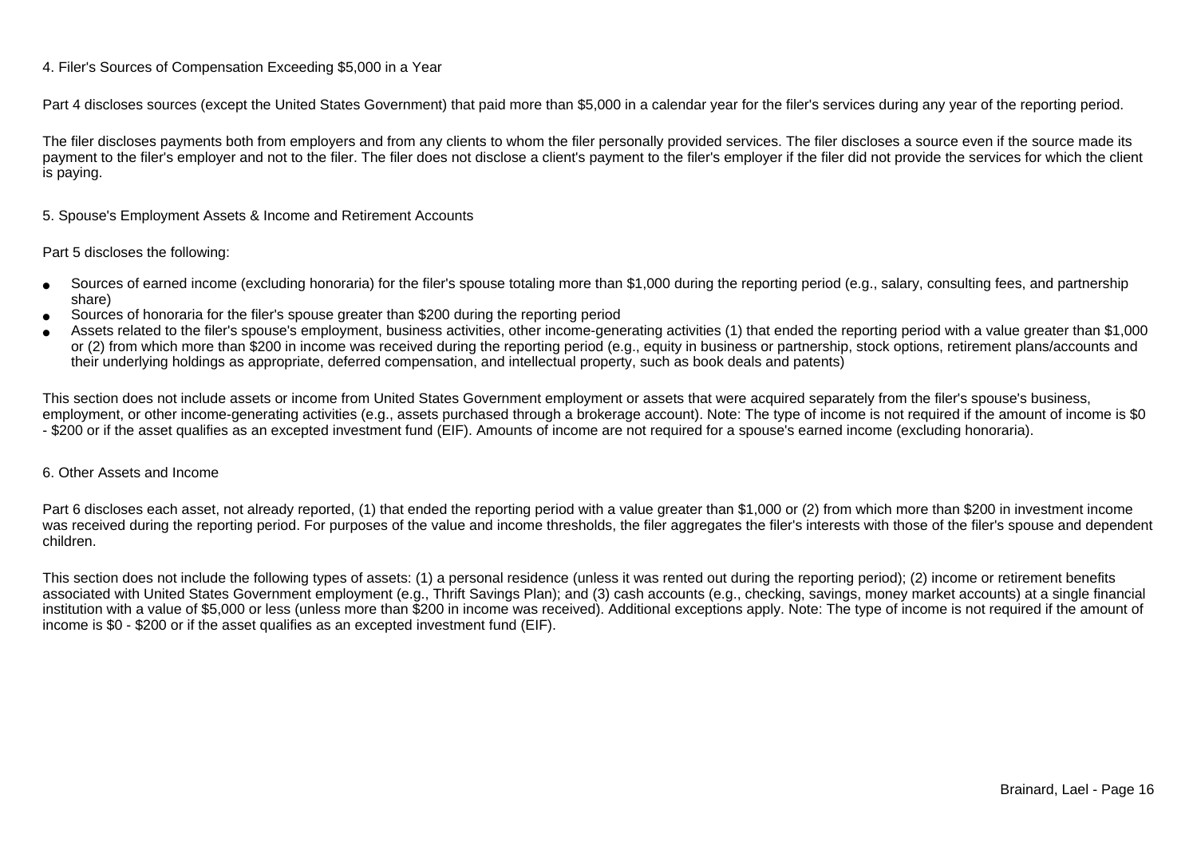### 4. Filer's Sources of Compensation Exceeding $5,000 in a Year

Part 4 discloses sources (except the United States Government) that paid more than $5,000 in a calendar year for the filer's services during any year of the reporting period.

The filer discloses payments both from employers and from any clients to whom the filer personally provided services. The filer discloses a source even if the source made its payment to the filer's employer and not to the filer. The filer does not disclose a client's payment to the filer's employer if the filer did not provide the services for which the client is paying.

### 5. Spouse's Employment Assets & Income and Retirement Accounts

Part 5 discloses the following:

- Sources of earned income (excluding honoraria) for the filer's spouse totaling more than $1,000 during the reporting period (e.g., salary, consulting fees, and partnership share)
- Sources of honoraria for the filer's spouse greater than $200 during the reporting period
- Assets related to the filer's spouse's employment, business activities, other income-generating activities (1) that ended the reporting period with a value greater than $1,000 or (2) from which more than $200 in income was received during the reporting period (e.g., equity in business or partnership, stock options, retirement plans/accounts and their underlying holdings as appropriate, deferred compensation, and intellectual property, such as book deals and patents)

This section does not include assets or income from United States Government employment or assets that were acquired separately from the filer's spouse's business, employment, or other income-generating activities (e.g., assets purchased through a brokerage account). Note: The type of income is not required if the amount of income is $0 - $200 or if the asset qualifies as an excepted investment fund (EIF). Amounts of income are not required for a spouse's earned income (excluding honoraria).

### 6. Other Assets and Income

Part 6 discloses each asset, not already reported, (1) that ended the reporting period with a value greater than $1,000 or (2) from which more than $200 in investment income was received during the reporting period. For purposes of the value and income thresholds, the filer aggregates the filer's interests with those of the filer's spouse and dependent children.

This section does not include the following types of assets: (1) a personal residence (unless it was rented out during the reporting period); (2) income or retirement benefits associated with United States Government employment (e.g., Thrift Savings Plan); and (3) cash accounts (e.g., checking, savings, money market accounts) at a single financial institution with a value of $5,000 or less (unless more than $200 in income was received). Additional exceptions apply. Note: The type of income is not required if the amount of income is $0 - $200 or if the asset qualifies as an excepted investment fund (EIF).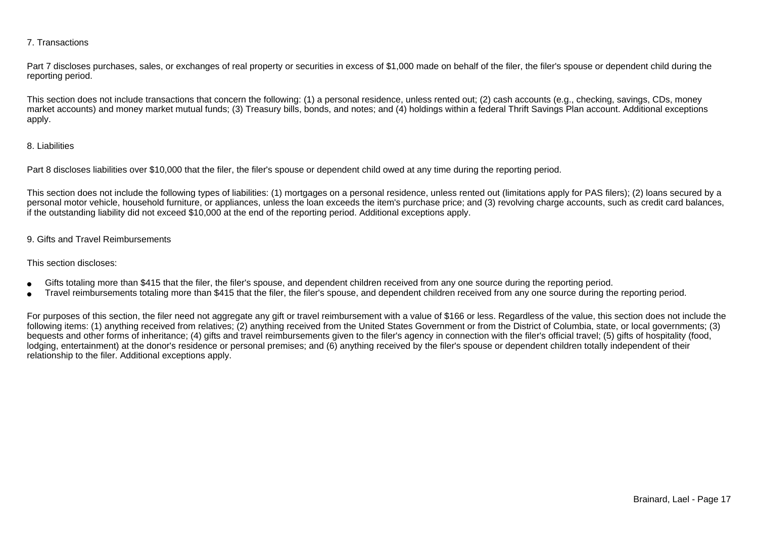### 7. Transactions

Part 7 discloses purchases, sales, or exchanges of real property or securities in excess of $1,000 made on behalf of the filer, the filer's spouse or dependent child during the reporting period.

This section does not include transactions that concern the following: (1) a personal residence, unless rented out; (2) cash accounts (e.g., checking, savings, CDs, money market accounts) and money market mutual funds; (3) Treasury bills, bonds, and notes; and (4) holdings within a federal Thrift Savings Plan account. Additional exceptions apply.

### 8. Liabilities

Part 8 discloses liabilities over $10,000 that the filer, the filer's spouse or dependent child owed at any time during the reporting period.

This section does not include the following types of liabilities: (1) mortgages on a personal residence, unless rented out (limitations apply for PAS filers); (2) loans secured by a personal motor vehicle, household furniture, or appliances, unless the loan exceeds the item's purchase price; and (3) revolving charge accounts, such as credit card balances, if the outstanding liability did not exceed $10,000 at the end of the reporting period. Additional exceptions apply.

### 9. Gifts and Travel Reimbursements

This section discloses:

- Gifts totaling more than $415 that the filer, the filer's spouse, and dependent children received from any one source during the reporting period.
- Travel reimbursements totaling more than $415 that the filer, the filer's spouse, and dependent children received from any one source during the reporting period.

For purposes of this section, the filer need not aggregate any gift or travel reimbursement with a value of $166 or less. Regardless of the value, this section does not include the following items: (1) anything received from relatives; (2) anything received from the United States Government or from the District of Columbia, state, or local governments; (3) bequests and other forms of inheritance; (4) gifts and travel reimbursements given to the filer's agency in connection with the filer's official travel; (5) gifts of hospitality (food, lodging, entertainment) at the donor's residence or personal premises; and (6) anything received by the filer's spouse or dependent children totally independent of their relationship to the filer. Additional exceptions apply.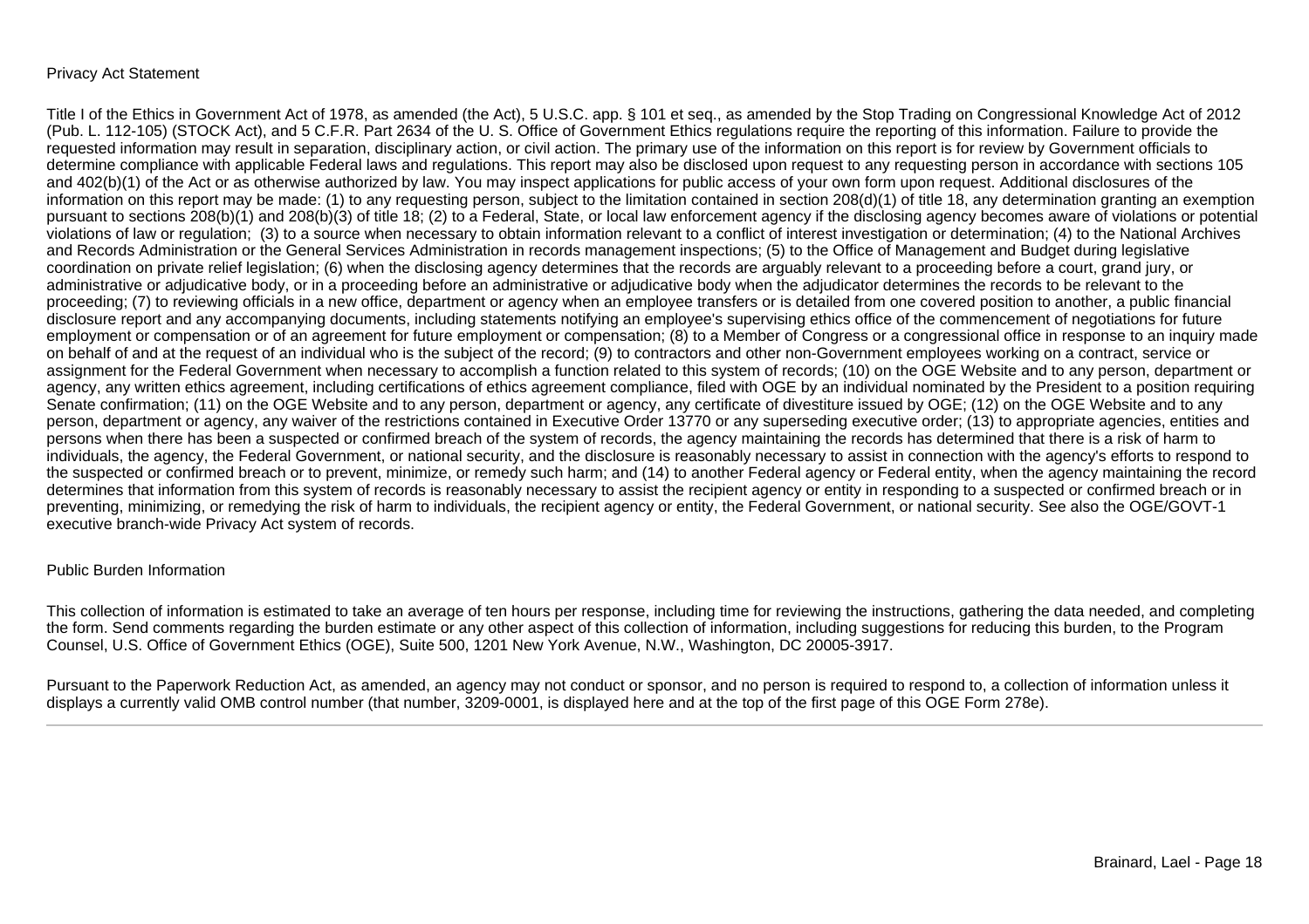## Privacy Act Statement

Title I of the Ethics in Government Act of 1978, as amended (the Act), 5 U.S.C. app. § 101 et seq., as amended by the Stop Trading on Congressional Knowledge Act of 2012 (Pub. L. 112-105) (STOCK Act), and 5 C.F.R. Part 2634 of the U. S. Office of Government Ethics regulations require the reporting of this information. Failure to provide the requested information may result in separation, disciplinary action, or civil action. The primary use of the information on this report is for review by Government officials to determine compliance with applicable Federal laws and regulations. This report may also be disclosed upon request to any requesting person in accordance with sections 105 and 402(b)(1) of the Act or as otherwise authorized by law. You may inspect applications for public access of your own form upon request. Additional disclosures of the information on this report may be made: (1) to any requesting person, subject to the limitation contained in section 208(d)(1) of title 18, any determination granting an exemption pursuant to sections 208(b)(1) and 208(b)(3) of title 18; (2) to a Federal, State, or local law enforcement agency if the disclosing agency becomes aware of violations or potential violations of law or regulation; (3) to a source when necessary to obtain information relevant to a conflict of interest investigation or determination; (4) to the National Archives and Records Administration or the General Services Administration in records management inspections; (5) to the Office of Management and Budget during legislative coordination on private relief legislation; (6) when the disclosing agency determines that the records are arguably relevant to a proceeding before a court, grand jury, or administrative or adjudicative body, or in a proceeding before an administrative or adjudicative body when the adjudicator determines the records to be relevant to the proceeding; (7) to reviewing officials in a new office, department or agency when an employee transfers or is detailed from one covered position to another, a public financial disclosure report and any accompanying documents, including statements notifying an employee's supervising ethics office of the commencement of negotiations for future employment or compensation or of an agreement for future employment or compensation; (8) to a Member of Congress or a congressional office in response to an inquiry made on behalf of and at the request of an individual who is the subject of the record; (9) to contractors and other non-Government employees working on a contract, service or assignment for the Federal Government when necessary to accomplish a function related to this system of records; (10) on the OGE Website and to any person, department or agency, any written ethics agreement, including certifications of ethics agreement compliance, filed with OGE by an individual nominated by the President to a position requiring Senate confirmation; (11) on the OGE Website and to any person, department or agency, any certificate of divestiture issued by OGE; (12) on the OGE Website and to any person, department or agency, any waiver of the restrictions contained in Executive Order 13770 or any superseding executive order; (13) to appropriate agencies, entities and persons when there has been a suspected or confirmed breach of the system of records, the agency maintaining the records has determined that there is a risk of harm to individuals, the agency, the Federal Government, or national security, and the disclosure is reasonably necessary to assist in connection with the agency's efforts to respond to the suspected or confirmed breach or to prevent, minimize, or remedy such harm; and (14) to another Federal agency or Federal entity, when the agency maintaining the record determines that information from this system of records is reasonably necessary to assist the recipient agency or entity in responding to a suspected or confirmed breach or in preventing, minimizing, or remedying the risk of harm to individuals, the recipient agency or entity, the Federal Government, or national security. See also the OGE/GOVT-1 executive branch-wide Privacy Act system of records.

## Public Burden Information

This collection of information is estimated to take an average of ten hours per response, including time for reviewing the instructions, gathering the data needed, and completing the form. Send comments regarding the burden estimate or any other aspect of this collection of information, including suggestions for reducing this burden, to the Program Counsel, U.S. Office of Government Ethics (OGE), Suite 500, 1201 New York Avenue, N.W., Washington, DC 20005-3917.

Pursuant to the Paperwork Reduction Act, as amended, an agency may not conduct or sponsor, and no person is required to respond to, a collection of information unless it displays a currently valid OMB control number (that number, 3209-0001, is displayed here and at the top of the first page of this OGE Form 278e).